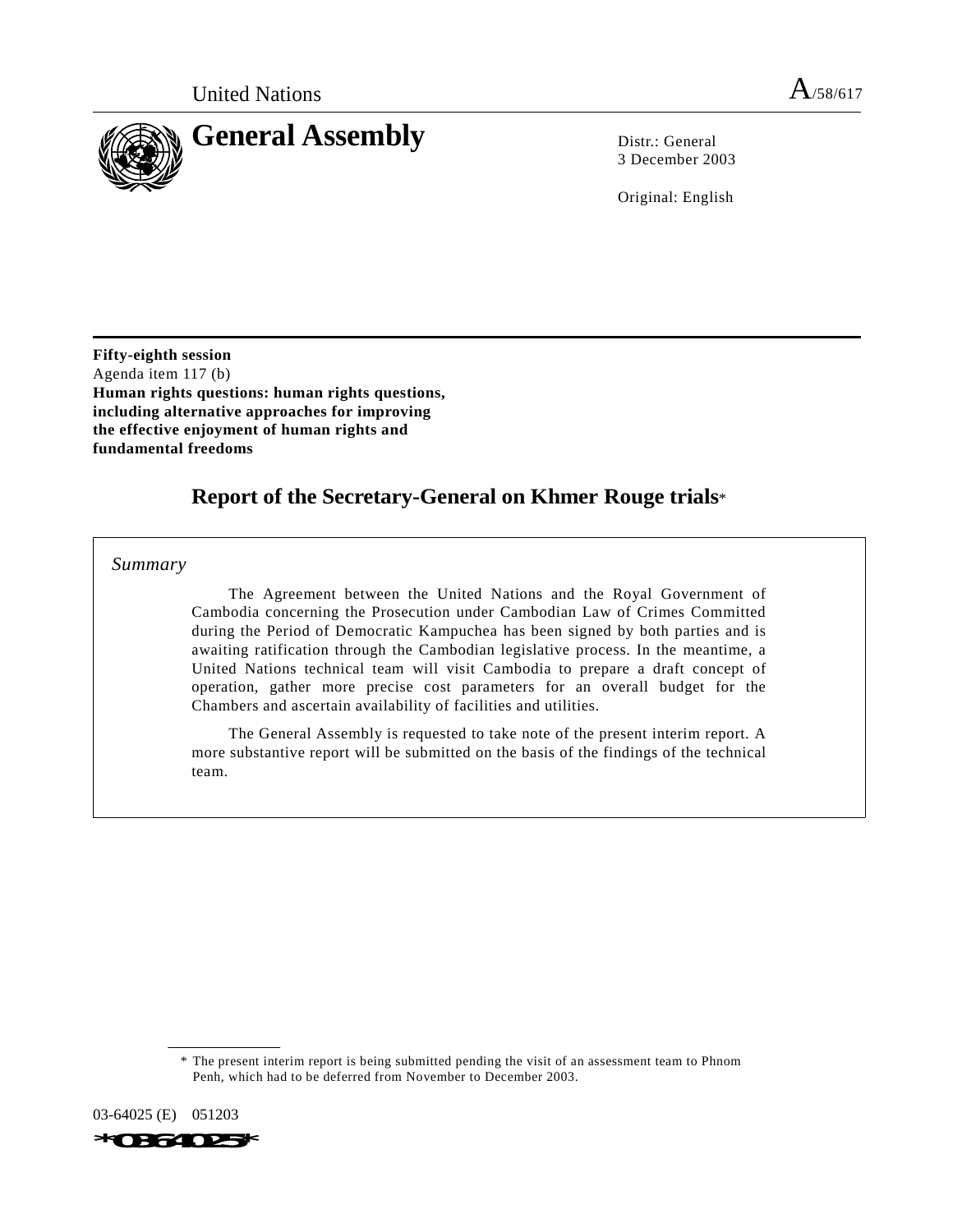United Nations A/58/617

# General Assembly

Distr.: General
3 December 2003

Original: English

**Fifty-eighth session**
Agenda item 117 (b)
**Human rights questions: human rights questions, including alternative approaches for improving the effective enjoyment of human rights and fundamental freedoms**

## Report of the Secretary-General on Khmer Rouge trials*

*Summary*

The Agreement between the United Nations and the Royal Government of Cambodia concerning the Prosecution under Cambodian Law of Crimes Committed during the Period of Democratic Kampuchea has been signed by both parties and is awaiting ratification through the Cambodian legislative process. In the meantime, a United Nations technical team will visit Cambodia to prepare a draft concept of operation, gather more precise cost parameters for an overall budget for the Chambers and ascertain availability of facilities and utilities.

The General Assembly is requested to take note of the present interim report. A more substantive report will be submitted on the basis of the findings of the technical team.

* The present interim report is being submitted pending the visit of an assessment team to Phnom Penh, which had to be deferred from November to December 2003.

03-64025 (E) 051203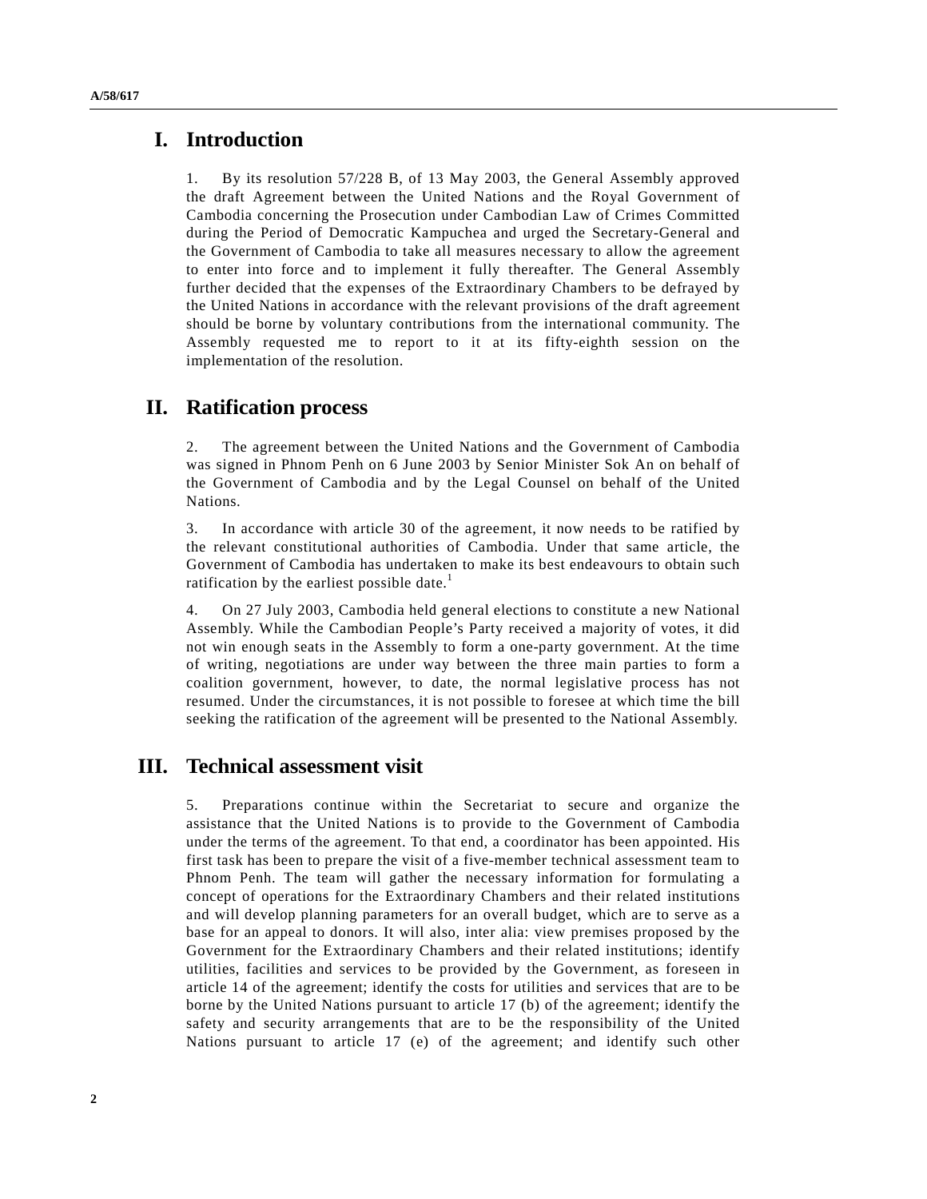# I. Introduction

1. By its resolution 57/228 B, of 13 May 2003, the General Assembly approved the draft Agreement between the United Nations and the Royal Government of Cambodia concerning the Prosecution under Cambodian Law of Crimes Committed during the Period of Democratic Kampuchea and urged the Secretary-General and the Government of Cambodia to take all measures necessary to allow the agreement to enter into force and to implement it fully thereafter. The General Assembly further decided that the expenses of the Extraordinary Chambers to be defrayed by the United Nations in accordance with the relevant provisions of the draft agreement should be borne by voluntary contributions from the international community. The Assembly requested me to report to it at its fifty-eighth session on the implementation of the resolution.

# II. Ratification process

2. The agreement between the United Nations and the Government of Cambodia was signed in Phnom Penh on 6 June 2003 by Senior Minister Sok An on behalf of the Government of Cambodia and by the Legal Counsel on behalf of the United Nations.

3. In accordance with article 30 of the agreement, it now needs to be ratified by the relevant constitutional authorities of Cambodia. Under that same article, the Government of Cambodia has undertaken to make its best endeavours to obtain such ratification by the earliest possible date.[1]

4. On 27 July 2003, Cambodia held general elections to constitute a new National Assembly. While the Cambodian People's Party received a majority of votes, it did not win enough seats in the Assembly to form a one-party government. At the time of writing, negotiations are under way between the three main parties to form a coalition government, however, to date, the normal legislative process has not resumed. Under the circumstances, it is not possible to foresee at which time the bill seeking the ratification of the agreement will be presented to the National Assembly.

# III. Technical assessment visit

5. Preparations continue within the Secretariat to secure and organize the assistance that the United Nations is to provide to the Government of Cambodia under the terms of the agreement. To that end, a coordinator has been appointed. His first task has been to prepare the visit of a five-member technical assessment team to Phnom Penh. The team will gather the necessary information for formulating a concept of operations for the Extraordinary Chambers and their related institutions and will develop planning parameters for an overall budget, which are to serve as a base for an appeal to donors. It will also, inter alia: view premises proposed by the Government for the Extraordinary Chambers and their related institutions; identify utilities, facilities and services to be provided by the Government, as foreseen in article 14 of the agreement; identify the costs for utilities and services that are to be borne by the United Nations pursuant to article 17 (b) of the agreement; identify the safety and security arrangements that are to be the responsibility of the United Nations pursuant to article 17 (e) of the agreement; and identify such other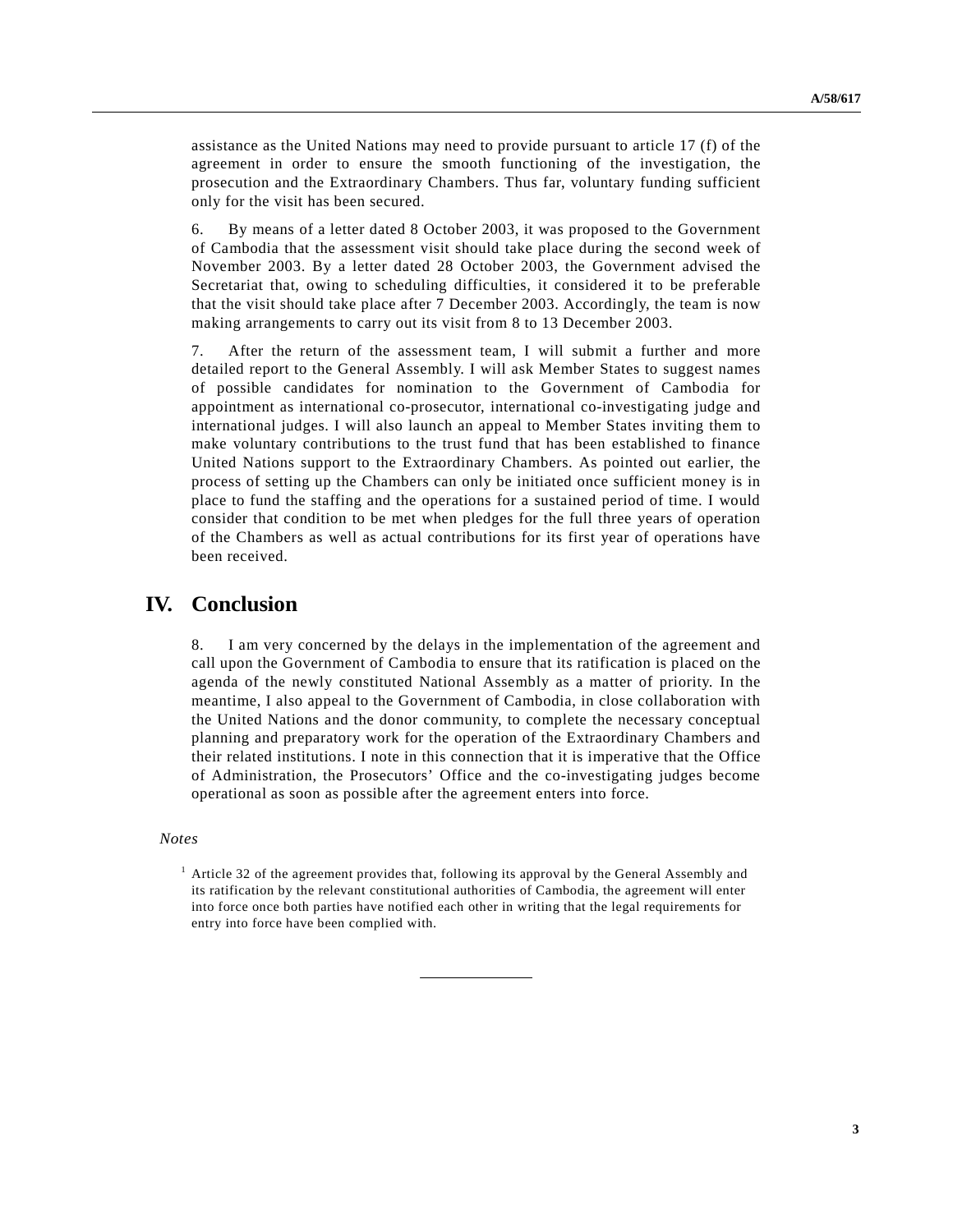assistance as the United Nations may need to provide pursuant to article 17 (f) of the agreement in order to ensure the smooth functioning of the investigation, the prosecution and the Extraordinary Chambers. Thus far, voluntary funding sufficient only for the visit has been secured.

6. By means of a letter dated 8 October 2003, it was proposed to the Government of Cambodia that the assessment visit should take place during the second week of November 2003. By a letter dated 28 October 2003, the Government advised the Secretariat that, owing to scheduling difficulties, it considered it to be preferable that the visit should take place after 7 December 2003. Accordingly, the team is now making arrangements to carry out its visit from 8 to 13 December 2003.

7. After the return of the assessment team, I will submit a further and more detailed report to the General Assembly. I will ask Member States to suggest names of possible candidates for nomination to the Government of Cambodia for appointment as international co-prosecutor, international co-investigating judge and international judges. I will also launch an appeal to Member States inviting them to make voluntary contributions to the trust fund that has been established to finance United Nations support to the Extraordinary Chambers. As pointed out earlier, the process of setting up the Chambers can only be initiated once sufficient money is in place to fund the staffing and the operations for a sustained period of time. I would consider that condition to be met when pledges for the full three years of operation of the Chambers as well as actual contributions for its first year of operations have been received.

## IV. Conclusion

8. I am very concerned by the delays in the implementation of the agreement and call upon the Government of Cambodia to ensure that its ratification is placed on the agenda of the newly constituted National Assembly as a matter of priority. In the meantime, I also appeal to the Government of Cambodia, in close collaboration with the United Nations and the donor community, to complete the necessary conceptual planning and preparatory work for the operation of the Extraordinary Chambers and their related institutions. I note in this connection that it is imperative that the Office of Administration, the Prosecutors' Office and the co-investigating judges become operational as soon as possible after the agreement enters into force.

*Notes*

[1] Article 32 of the agreement provides that, following its approval by the General Assembly and its ratification by the relevant constitutional authorities of Cambodia, the agreement will enter into force once both parties have notified each other in writing that the legal requirements for entry into force have been complied with.